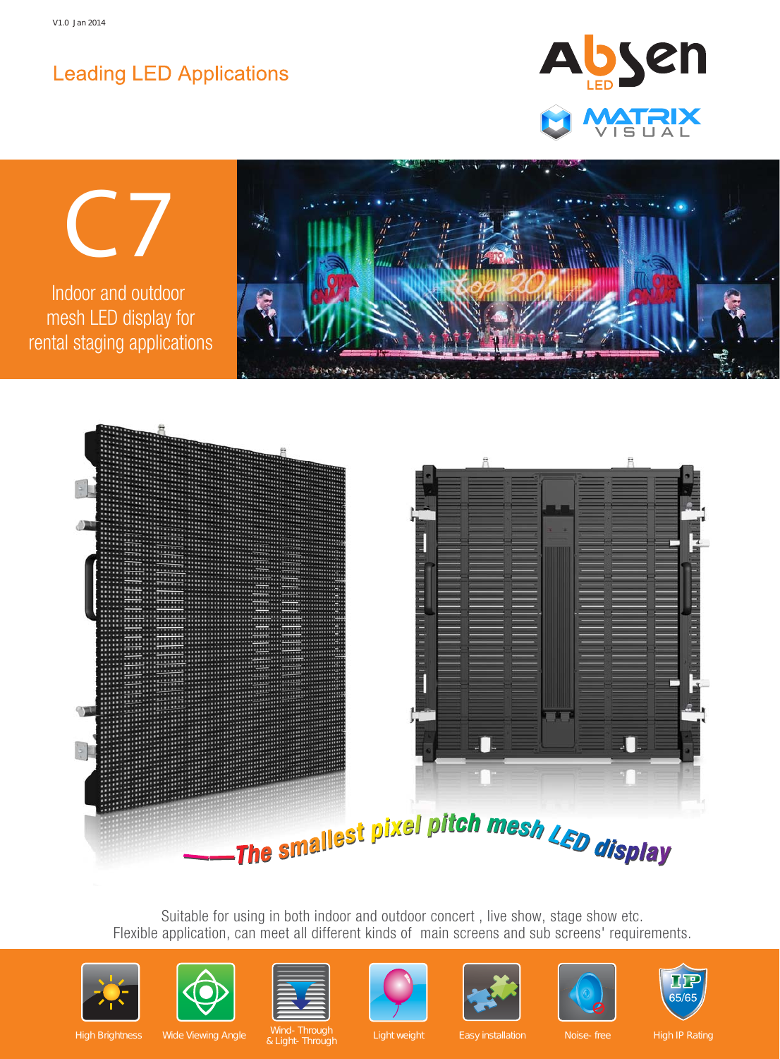V1.0 Jan 2014

Leading LED Applications

Absen LED

MATRIX VISUAL

# C7

Indoor and outdoor mesh LED display for rental staging applications

——The smallest pixel pitch mesh LED display

Suitable for using in both indoor and outdoor concert , live show, stage show etc.
Flexible application, can meet all different kinds of main screens and sub screens' requirements.

- High Brightness
- Wide Viewing Angle
- Wind- Through & Light- Through
- Light weight
- Easy installation
- Noise- free
- High IP Rating (IP 65/65)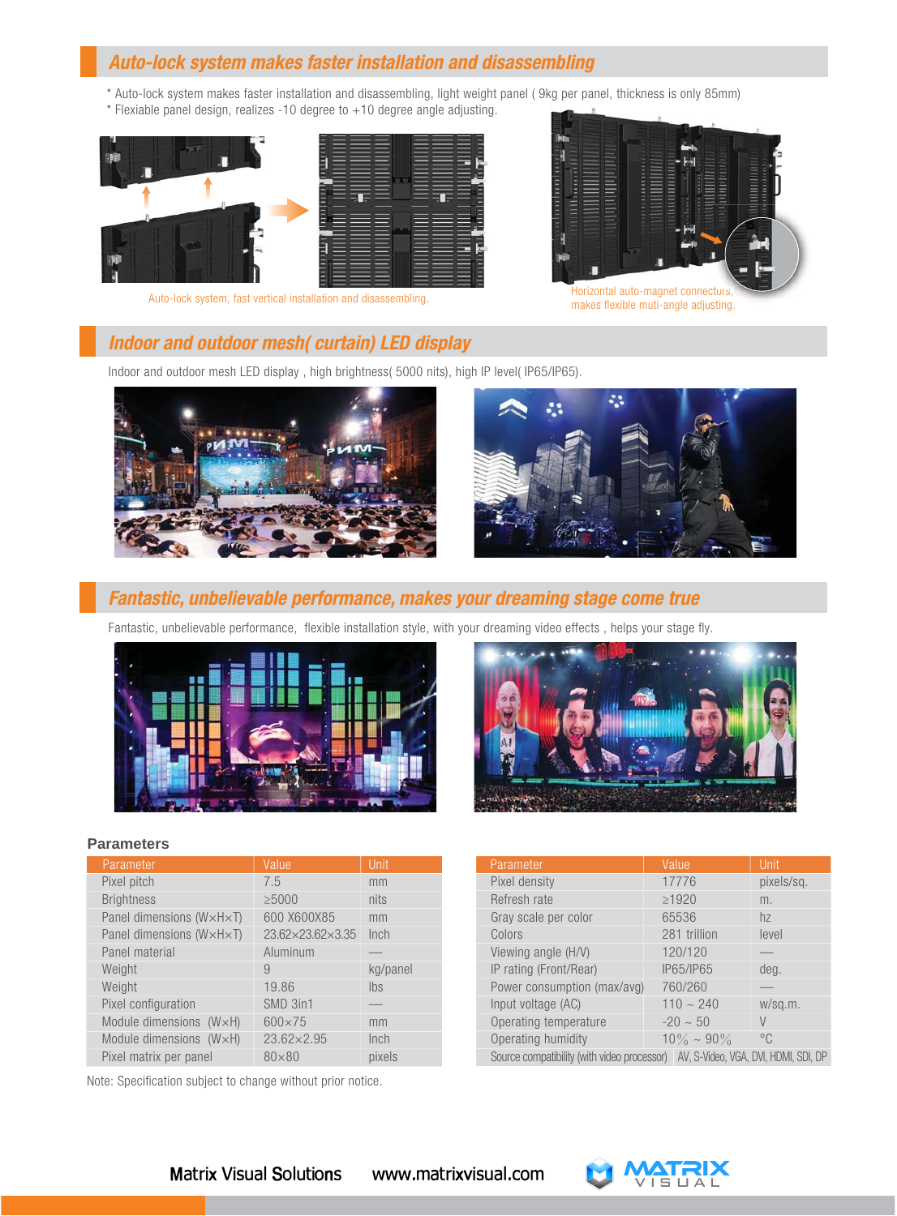## Auto-lock system makes faster installation and disassembling

* Auto-lock system makes faster installation and disassembling, light weight panel ( 9kg per panel, thickness is only 85mm)
* Flexiable panel design, realizes -10 degree to +10 degree angle adjusting.

Auto-lock system, fast vertical installation and disassembling.

Horizontal auto-magnet connectors, makes flexible muti-angle adjusting.

## Indoor and outdoor mesh( curtain) LED display

Indoor and outdoor mesh LED display , high brightness( 5000 nits), high IP level( IP65/IP65).

## Fantastic, unbelievable performance, makes your dreaming stage come true

Fantastic, unbelievable performance, flexible installation style, with your dreaming video effects , helps your stage fly.

### Parameters

| Parameter | Value | Unit |
|---|---|---|
| Pixel pitch | 7.5 | mm |
| Brightness | ≥5000 | nits |
| Panel dimensions (W×H×T) | 600 X600X85 | mm |
| Panel dimensions (W×H×T) | 23.62×23.62×3.35 | Inch |
| Panel material | Aluminum | — |
| Weight | 9 | kg/panel |
| Weight | 19.86 | lbs |
| Pixel configuration | SMD 3in1 | — |
| Module dimensions (W×H) | 600×75 | mm |
| Module dimensions (W×H) | 23.62×2.95 | Inch |
| Pixel matrix per panel | 80×80 | pixels |

| Parameter | Value | Unit |
|---|---|---|
| Pixel density | 17776 | pixels/sq. |
| Refresh rate | ≥1920 | m. |
| Gray scale per color | 65536 | hz |
| Colors | 281 trillion | level |
| Viewing angle (H/V) | 120/120 | — |
| IP rating (Front/Rear) | IP65/IP65 | deg. |
| Power consumption (max/avg) | 760/260 | — |
| Input voltage (AC) | 110 ~ 240 | w/sq.m. |
| Operating temperature | -20 ~ 50 | V |
| Operating humidity | 10% ~ 90% | °C |
| Source compatibility (with video processor) | AV, S-Video, VGA, DVI, HDMI, SDI, DP | |

Note: Specification subject to change without prior notice.

Matrix Visual Solutions www.matrixvisual.com MATRIX VISUAL